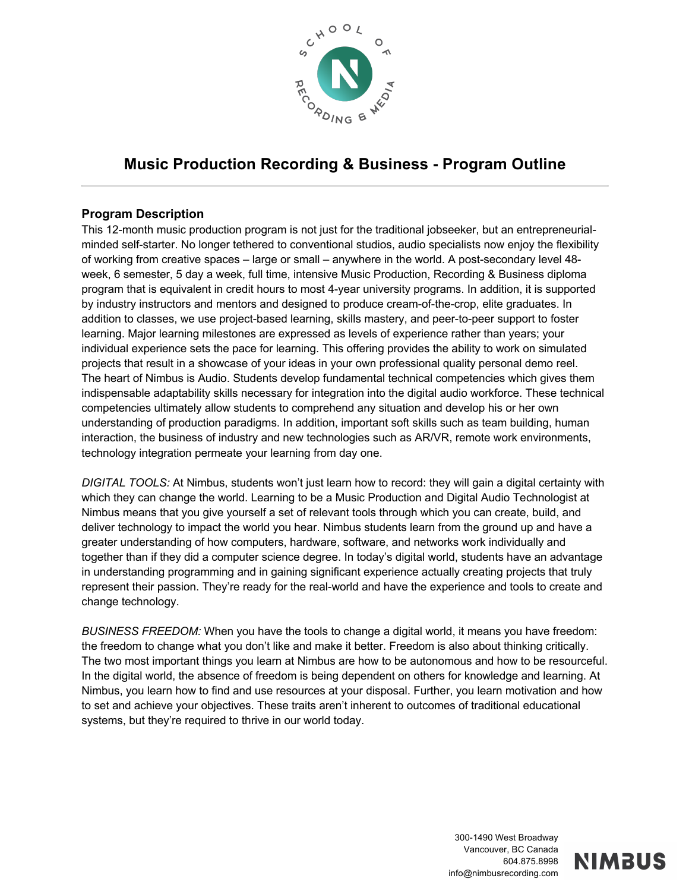# Music Production Recording & Business - Program Outline

## Program Description

This 12-month music production program is not just for the traditional jobseeker, but an entrepreneurial-minded self-starter. No longer tethered to conventional studios, audio specialists now enjoy the flexibility of working from creative spaces – large or small – anywhere in the world. A post-secondary level 48-week, 6 semester, 5 day a week, full time, intensive Music Production, Recording & Business diploma program that is equivalent in credit hours to most 4-year university programs. In addition, it is supported by industry instructors and mentors and designed to produce cream-of-the-crop, elite graduates. In addition to classes, we use project-based learning, skills mastery, and peer-to-peer support to foster learning. Major learning milestones are expressed as levels of experience rather than years; your individual experience sets the pace for learning. This offering provides the ability to work on simulated projects that result in a showcase of your ideas in your own professional quality personal demo reel. The heart of Nimbus is Audio. Students develop fundamental technical competencies which gives them indispensable adaptability skills necessary for integration into the digital audio workforce. These technical competencies ultimately allow students to comprehend any situation and develop his or her own understanding of production paradigms. In addition, important soft skills such as team building, human interaction, the business of industry and new technologies such as AR/VR, remote work environments, technology integration permeate your learning from day one.

*DIGITAL TOOLS:* At Nimbus, students won't just learn how to record: they will gain a digital certainty with which they can change the world. Learning to be a Music Production and Digital Audio Technologist at Nimbus means that you give yourself a set of relevant tools through which you can create, build, and deliver technology to impact the world you hear. Nimbus students learn from the ground up and have a greater understanding of how computers, hardware, software, and networks work individually and together than if they did a computer science degree. In today's digital world, students have an advantage in understanding programming and in gaining significant experience actually creating projects that truly represent their passion. They're ready for the real-world and have the experience and tools to create and change technology.

*BUSINESS FREEDOM:* When you have the tools to change a digital world, it means you have freedom: the freedom to change what you don't like and make it better. Freedom is also about thinking critically. The two most important things you learn at Nimbus are how to be autonomous and how to be resourceful. In the digital world, the absence of freedom is being dependent on others for knowledge and learning. At Nimbus, you learn how to find and use resources at your disposal. Further, you learn motivation and how to set and achieve your objectives. These traits aren't inherent to outcomes of traditional educational systems, but they're required to thrive in our world today.

300-1490 West Broadway
Vancouver, BC Canada
604.875.8998
info@nimbusrecording.com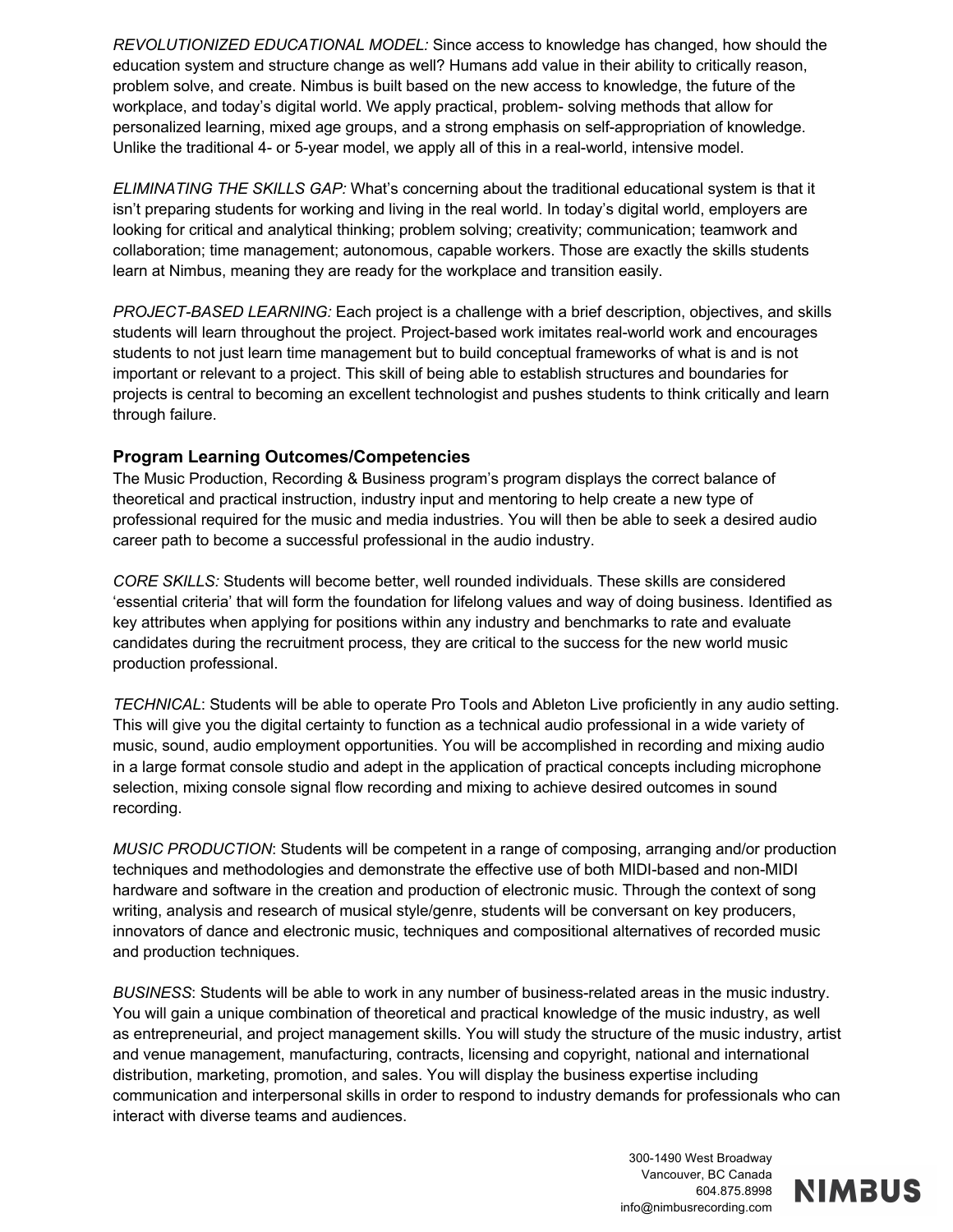*REVOLUTIONIZED EDUCATIONAL MODEL:* Since access to knowledge has changed, how should the education system and structure change as well? Humans add value in their ability to critically reason, problem solve, and create. Nimbus is built based on the new access to knowledge, the future of the workplace, and today's digital world. We apply practical, problem- solving methods that allow for personalized learning, mixed age groups, and a strong emphasis on self-appropriation of knowledge. Unlike the traditional 4- or 5-year model, we apply all of this in a real-world, intensive model.

*ELIMINATING THE SKILLS GAP:* What's concerning about the traditional educational system is that it isn't preparing students for working and living in the real world. In today's digital world, employers are looking for critical and analytical thinking; problem solving; creativity; communication; teamwork and collaboration; time management; autonomous, capable workers. Those are exactly the skills students learn at Nimbus, meaning they are ready for the workplace and transition easily.

*PROJECT-BASED LEARNING:* Each project is a challenge with a brief description, objectives, and skills students will learn throughout the project. Project-based work imitates real-world work and encourages students to not just learn time management but to build conceptual frameworks of what is and is not important or relevant to a project. This skill of being able to establish structures and boundaries for projects is central to becoming an excellent technologist and pushes students to think critically and learn through failure.

### Program Learning Outcomes/Competencies

The Music Production, Recording & Business program's program displays the correct balance of theoretical and practical instruction, industry input and mentoring to help create a new type of professional required for the music and media industries. You will then be able to seek a desired audio career path to become a successful professional in the audio industry.

*CORE SKILLS:* Students will become better, well rounded individuals. These skills are considered 'essential criteria' that will form the foundation for lifelong values and way of doing business. Identified as key attributes when applying for positions within any industry and benchmarks to rate and evaluate candidates during the recruitment process, they are critical to the success for the new world music production professional.

*TECHNICAL*: Students will be able to operate Pro Tools and Ableton Live proficiently in any audio setting. This will give you the digital certainty to function as a technical audio professional in a wide variety of music, sound, audio employment opportunities. You will be accomplished in recording and mixing audio in a large format console studio and adept in the application of practical concepts including microphone selection, mixing console signal flow recording and mixing to achieve desired outcomes in sound recording.

*MUSIC PRODUCTION*: Students will be competent in a range of composing, arranging and/or production techniques and methodologies and demonstrate the effective use of both MIDI-based and non-MIDI hardware and software in the creation and production of electronic music. Through the context of song writing, analysis and research of musical style/genre, students will be conversant on key producers, innovators of dance and electronic music, techniques and compositional alternatives of recorded music and production techniques.

*BUSINESS*: Students will be able to work in any number of business-related areas in the music industry. You will gain a unique combination of theoretical and practical knowledge of the music industry, as well as entrepreneurial, and project management skills. You will study the structure of the music industry, artist and venue management, manufacturing, contracts, licensing and copyright, national and international distribution, marketing, promotion, and sales. You will display the business expertise including communication and interpersonal skills in order to respond to industry demands for professionals who can interact with diverse teams and audiences.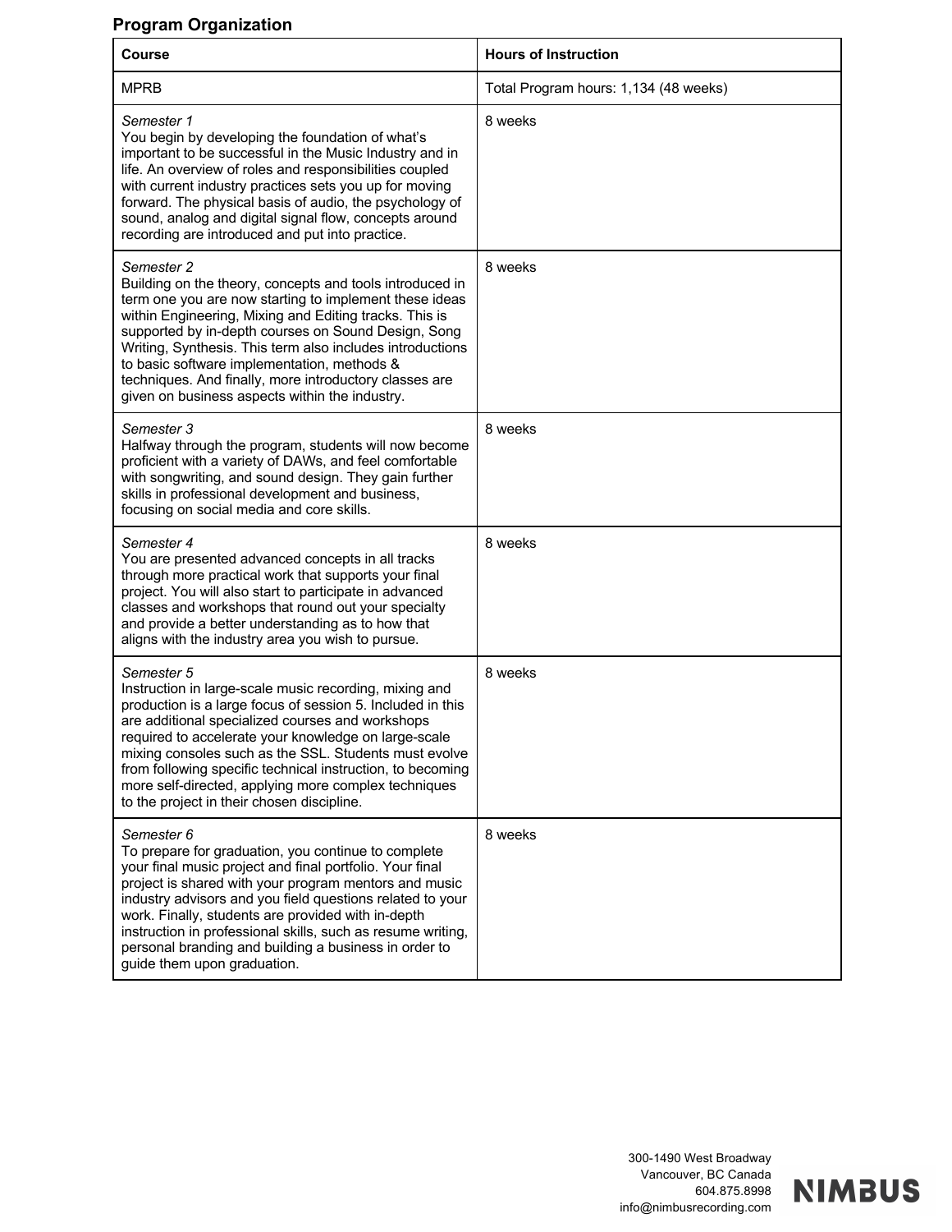## Program Organization

| Course | Hours of Instruction |
| --- | --- |
| MPRB | Total Program hours: 1,134 (48 weeks) |
| *Semester 1*<br>You begin by developing the foundation of what's important to be successful in the Music Industry and in life. An overview of roles and responsibilities coupled with current industry practices sets you up for moving forward. The physical basis of audio, the psychology of sound, analog and digital signal flow, concepts around recording are introduced and put into practice. | 8 weeks |
| *Semester 2*<br>Building on the theory, concepts and tools introduced in term one you are now starting to implement these ideas within Engineering, Mixing and Editing tracks. This is supported by in-depth courses on Sound Design, Song Writing, Synthesis. This term also includes introductions to basic software implementation, methods & techniques. And finally, more introductory classes are given on business aspects within the industry. | 8 weeks |
| *Semester 3*<br>Halfway through the program, students will now become proficient with a variety of DAWs, and feel comfortable with songwriting, and sound design. They gain further skills in professional development and business, focusing on social media and core skills. | 8 weeks |
| *Semester 4*<br>You are presented advanced concepts in all tracks through more practical work that supports your final project. You will also start to participate in advanced classes and workshops that round out your specialty and provide a better understanding as to how that aligns with the industry area you wish to pursue. | 8 weeks |
| *Semester 5*<br>Instruction in large-scale music recording, mixing and production is a large focus of session 5. Included in this are additional specialized courses and workshops required to accelerate your knowledge on large-scale mixing consoles such as the SSL. Students must evolve from following specific technical instruction, to becoming more self-directed, applying more complex techniques to the project in their chosen discipline. | 8 weeks |
| *Semester 6*<br>To prepare for graduation, you continue to complete your final music project and final portfolio. Your final project is shared with your program mentors and music industry advisors and you field questions related to your work. Finally, students are provided with in-depth instruction in professional skills, such as resume writing, personal branding and building a business in order to guide them upon graduation. | 8 weeks |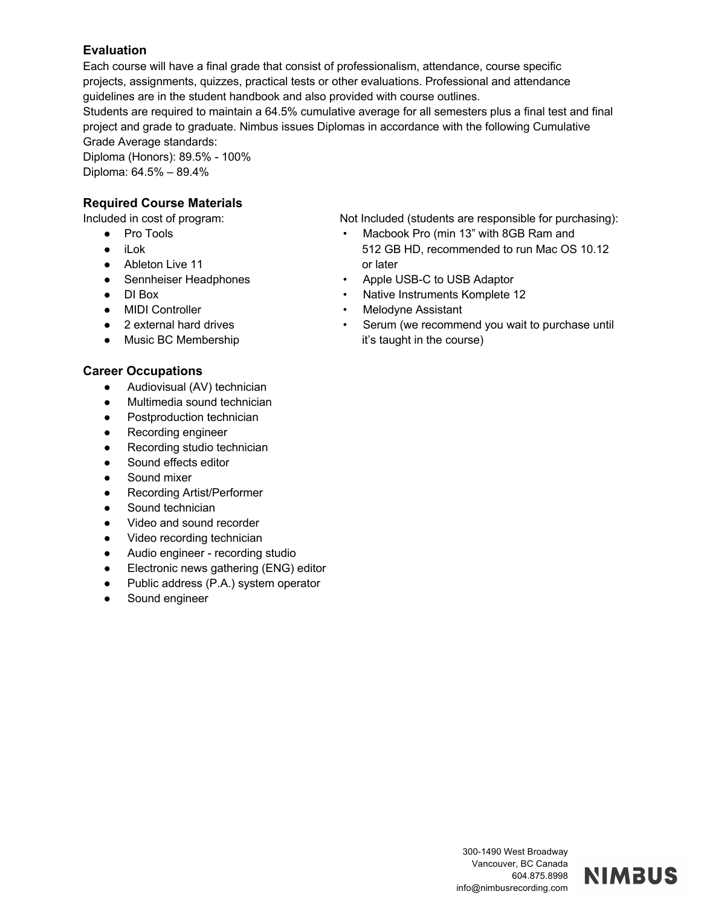### Evaluation

Each course will have a final grade that consist of professionalism, attendance, course specific projects, assignments, quizzes, practical tests or other evaluations. Professional and attendance guidelines are in the student handbook and also provided with course outlines.
Students are required to maintain a 64.5% cumulative average for all semesters plus a final test and final project and grade to graduate. Nimbus issues Diplomas in accordance with the following Cumulative Grade Average standards:
Diploma (Honors): 89.5% - 100%
Diploma: 64.5% – 89.4%

### Required Course Materials

Included in cost of program:

- Pro Tools
- iLok
- Ableton Live 11
- Sennheiser Headphones
- DI Box
- MIDI Controller
- 2 external hard drives
- Music BC Membership

Not Included (students are responsible for purchasing):

- Macbook Pro (min 13” with 8GB Ram and 512 GB HD, recommended to run Mac OS 10.12 or later
- Apple USB-C to USB Adaptor
- Native Instruments Komplete 12
- Melodyne Assistant
- Serum (we recommend you wait to purchase until it’s taught in the course)

### Career Occupations

- Audiovisual (AV) technician
- Multimedia sound technician
- Postproduction technician
- Recording engineer
- Recording studio technician
- Sound effects editor
- Sound mixer
- Recording Artist/Performer
- Sound technician
- Video and sound recorder
- Video recording technician
- Audio engineer - recording studio
- Electronic news gathering (ENG) editor
- Public address (P.A.) system operator
- Sound engineer